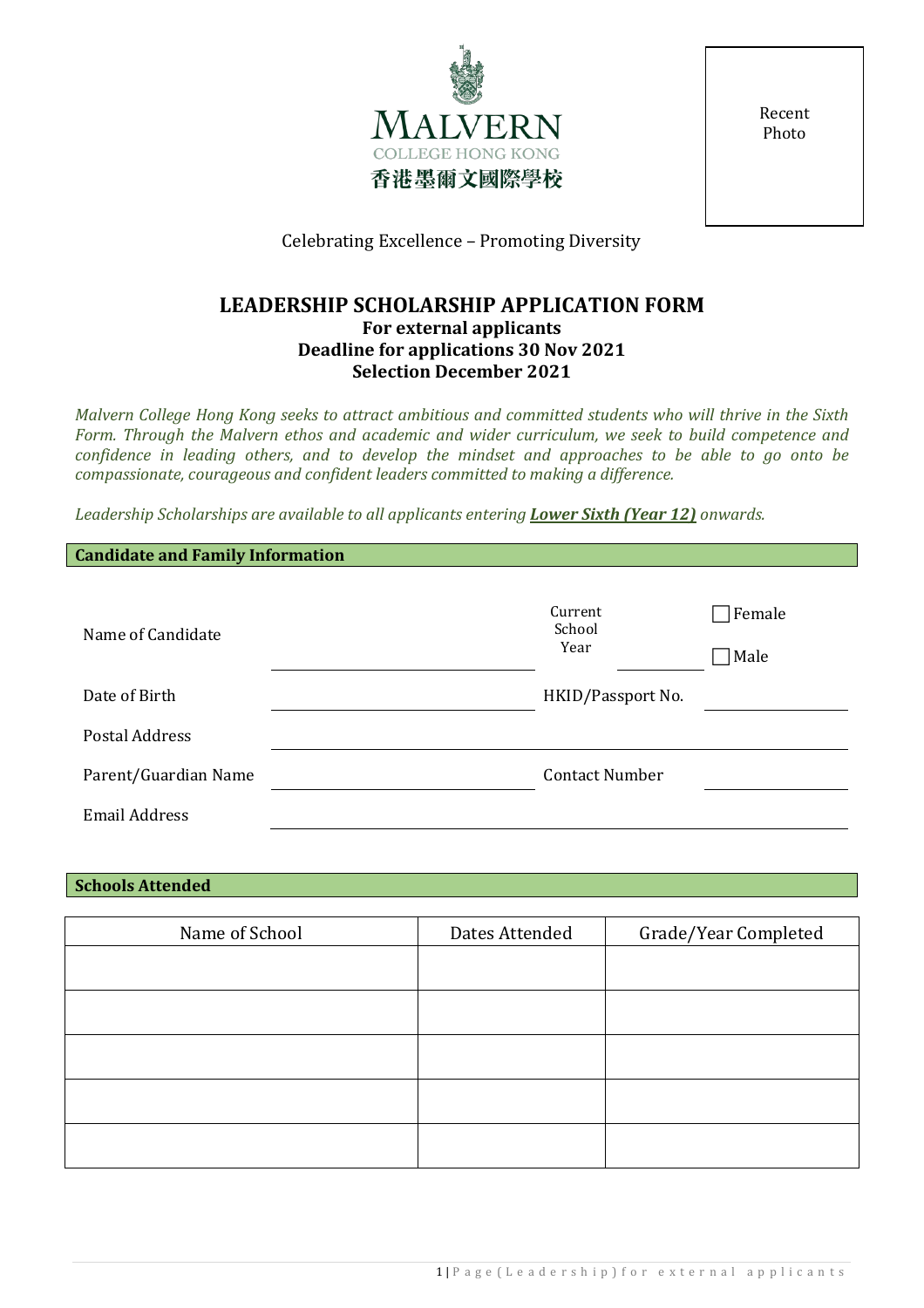MALVERN
COLLEGE HONG KONG
香港墨爾文國際學校

Recent Photo

Celebrating Excellence – Promoting Diversity

# LEADERSHIP SCHOLARSHIP APPLICATION FORM

**For external applicants**
**Deadline for applications 30 Nov 2021**
**Selection December 2021**

*Malvern College Hong Kong seeks to attract ambitious and committed students who will thrive in the Sixth Form. Through the Malvern ethos and academic and wider curriculum, we seek to build competence and confidence in leading others, and to develop the mindset and approaches to be able to go onto be compassionate, courageous and confident leaders committed to making a difference.*

*Leadership Scholarships are available to all applicants entering* ***Lower Sixth (Year 12)*** *onwards.*

## Candidate and Family Information

Name of Candidate ______________ Current School Year ______ ☐ Female ☐ Male

Date of Birth ______________ HKID/Passport No. ______________

Postal Address ______________________________

Parent/Guardian Name ______________ Contact Number ______________

Email Address ______________________________

## Schools Attended

| Name of School | Dates Attended | Grade/Year Completed |
|---|---|---|
| | | |
| | | |
| | | |
| | | |
| | | |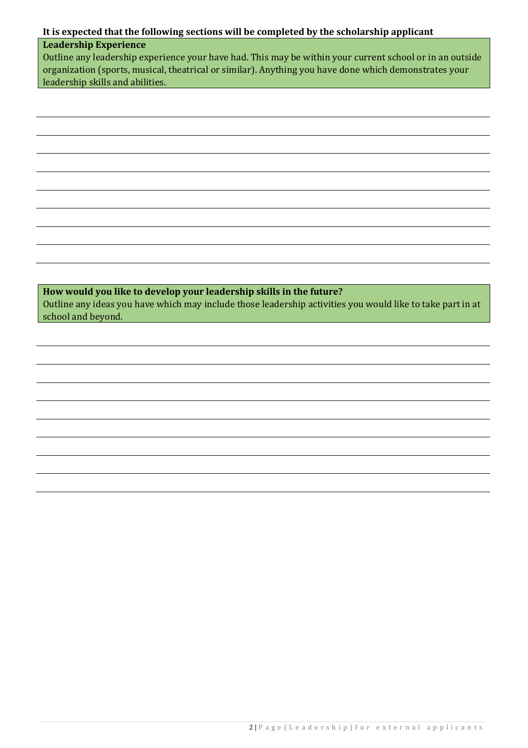**It is expected that the following sections will be completed by the scholarship applicant**

**Leadership Experience**

Outline any leadership experience your have had. This may be within your current school or in an outside organization (sports, musical, theatrical or similar). Anything you have done which demonstrates your leadership skills and abilities.

**How would you like to develop your leadership skills in the future?**

Outline any ideas you have which may include those leadership activities you would like to take part in at school and beyond.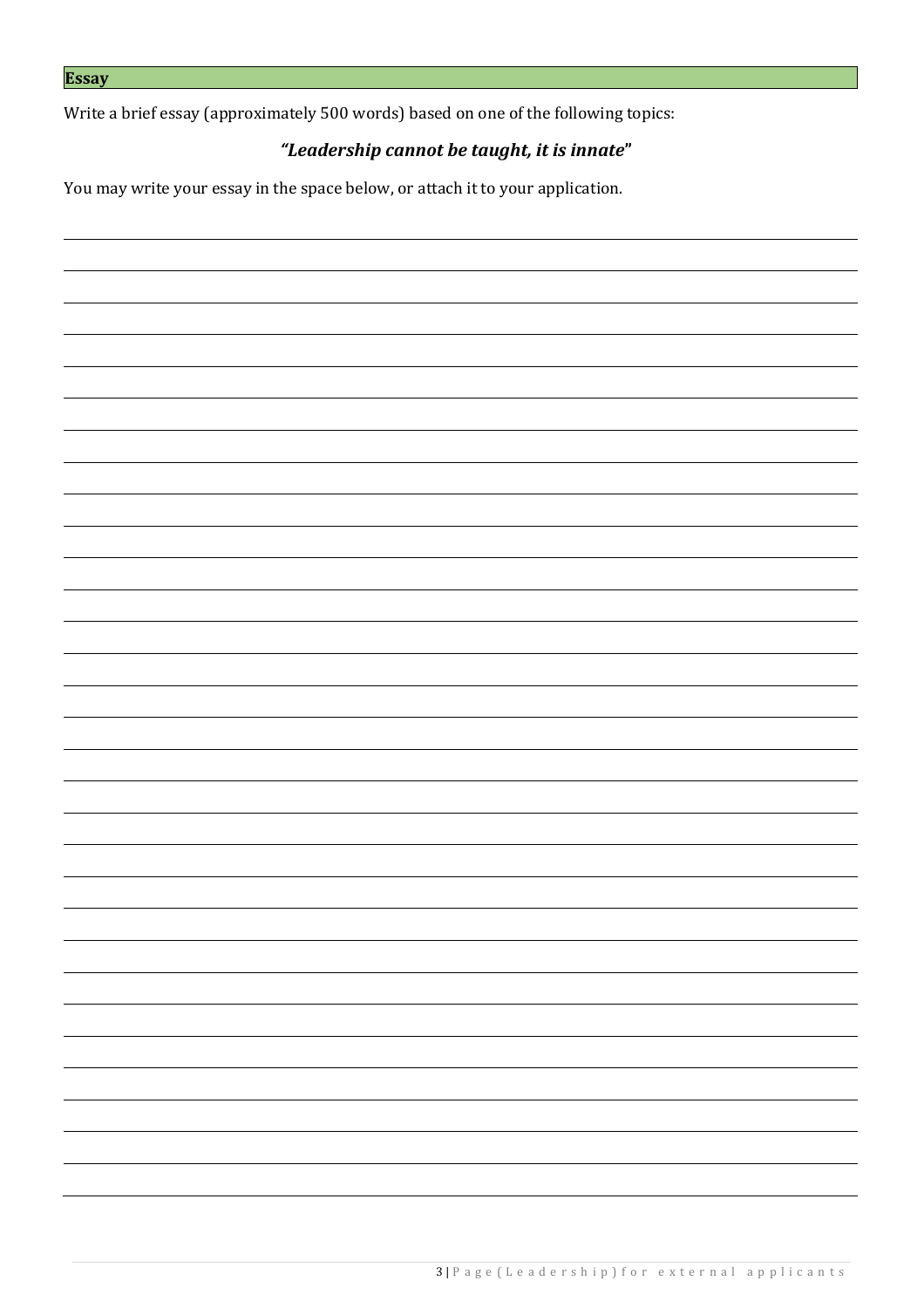## Essay

Write a brief essay (approximately 500 words) based on one of the following topics:

***"Leadership cannot be taught, it is innate"***

You may write your essay in the space below, or attach it to your application.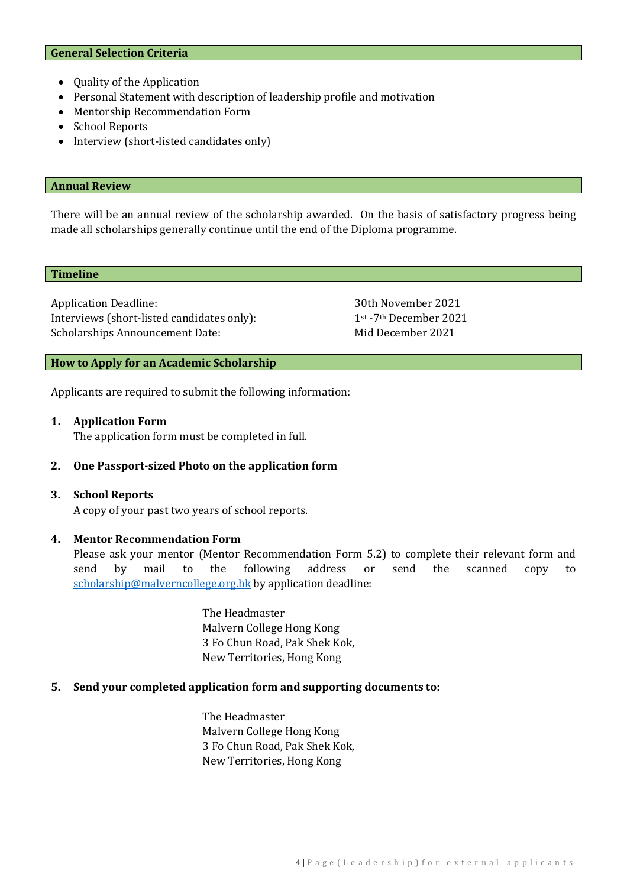## General Selection Criteria

- Quality of the Application
- Personal Statement with description of leadership profile and motivation
- Mentorship Recommendation Form
- School Reports
- Interview (short-listed candidates only)

## Annual Review

There will be an annual review of the scholarship awarded. On the basis of satisfactory progress being made all scholarships generally continue until the end of the Diploma programme.

## Timeline

| | |
|---|---|
| Application Deadline: | 30th November 2021 |
| Interviews (short-listed candidates only): | 1st -7th December 2021 |
| Scholarships Announcement Date: | Mid December 2021 |

## How to Apply for an Academic Scholarship

Applicants are required to submit the following information:

1. **Application Form**
   The application form must be completed in full.

2. **One Passport-sized Photo on the application form**

3. **School Reports**
   A copy of your past two years of school reports.

4. **Mentor Recommendation Form**
   Please ask your mentor (Mentor Recommendation Form 5.2) to complete their relevant form and send by mail to the following address or send the scanned copy to scholarship@malverncollege.org.hk by application deadline:

   The Headmaster
   Malvern College Hong Kong
   3 Fo Chun Road, Pak Shek Kok,
   New Territories, Hong Kong

5. **Send your completed application form and supporting documents to:**

   The Headmaster
   Malvern College Hong Kong
   3 Fo Chun Road, Pak Shek Kok,
   New Territories, Hong Kong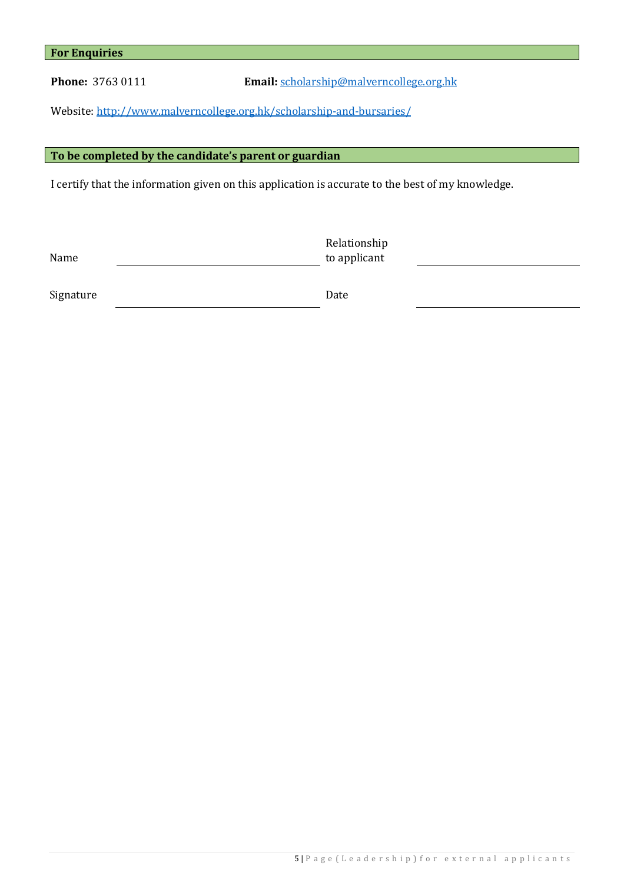## For Enquiries

**Phone:** 3763 0111 **Email:** scholarship@malverncollege.org.hk

Website: http://www.malverncollege.org.hk/scholarship-and-bursaries/

## To be completed by the candidate's parent or guardian

I certify that the information given on this application is accurate to the best of my knowledge.

Name ______________________ Relationship to applicant ______________________

Signature ______________________ Date ______________________